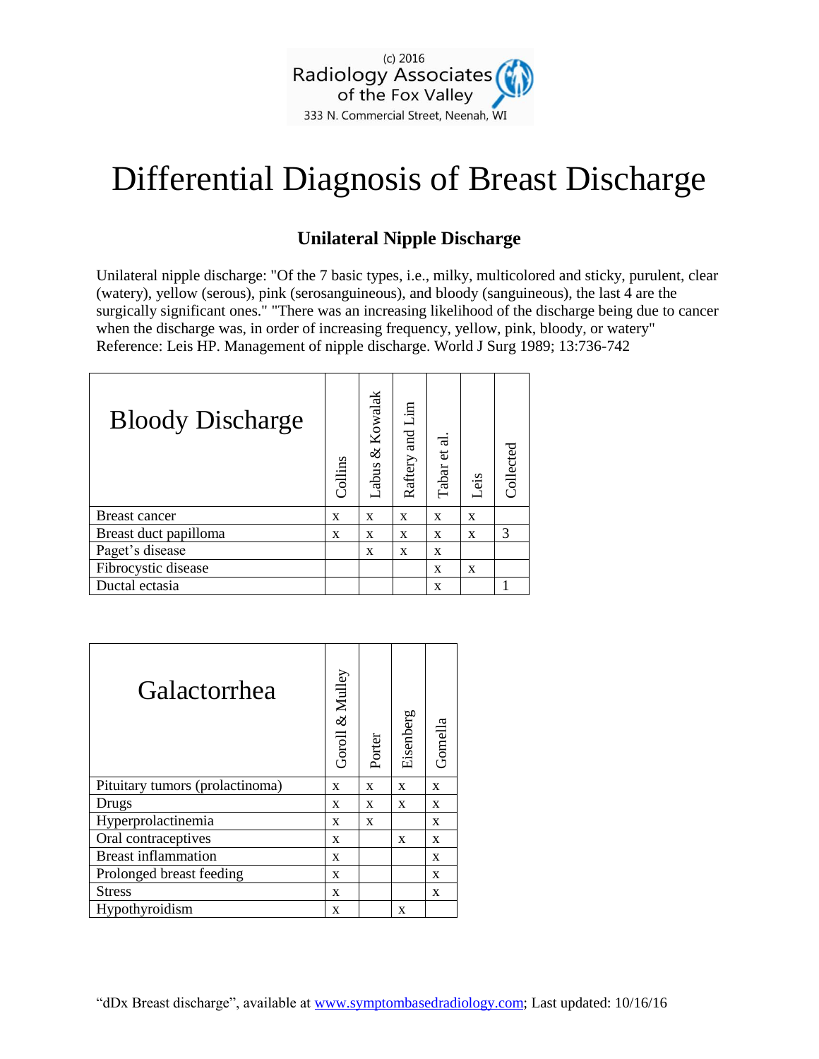(c) 2016
Radiology Associates
of the Fox Valley
333 N. Commercial Street, Neenah, WI

# Differential Diagnosis of Breast Discharge

## Unilateral Nipple Discharge

Unilateral nipple discharge: "Of the 7 basic types, i.e., milky, multicolored and sticky, purulent, clear (watery), yellow (serous), pink (serosanguineous), and bloody (sanguineous), the last 4 are the surgically significant ones." "There was an increasing likelihood of the discharge being due to cancer when the discharge was, in order of increasing frequency, yellow, pink, bloody, or watery" Reference: Leis HP. Management of nipple discharge. World J Surg 1989; 13:736-742

| Bloody Discharge | Collins | Labus & Kowalak | Raftery and Lim | Tabar et al. | Leis | Collected |
|---|---|---|---|---|---|---|
| Breast cancer | x | x | x | x | x | |
| Breast duct papilloma | x | x | x | x | x | 3 |
| Paget's disease | | x | x | x | | |
| Fibrocystic disease | | | | x | x | |
| Ductal ectasia | | | | x | | 1 |

| Galactorrhea | Goroll & Mulley | Porter | Eisenberg | Gomella |
|---|---|---|---|---|
| Pituitary tumors (prolactinoma) | x | x | x | x |
| Drugs | x | x | x | x |
| Hyperprolactinemia | x | x | | x |
| Oral contraceptives | x | | x | x |
| Breast inflammation | x | | | x |
| Prolonged breast feeding | x | | | x |
| Stress | x | | | x |
| Hypothyroidism | x | | x | |

"dDx Breast discharge", available at www.symptombasedradiology.com; Last updated: 10/16/16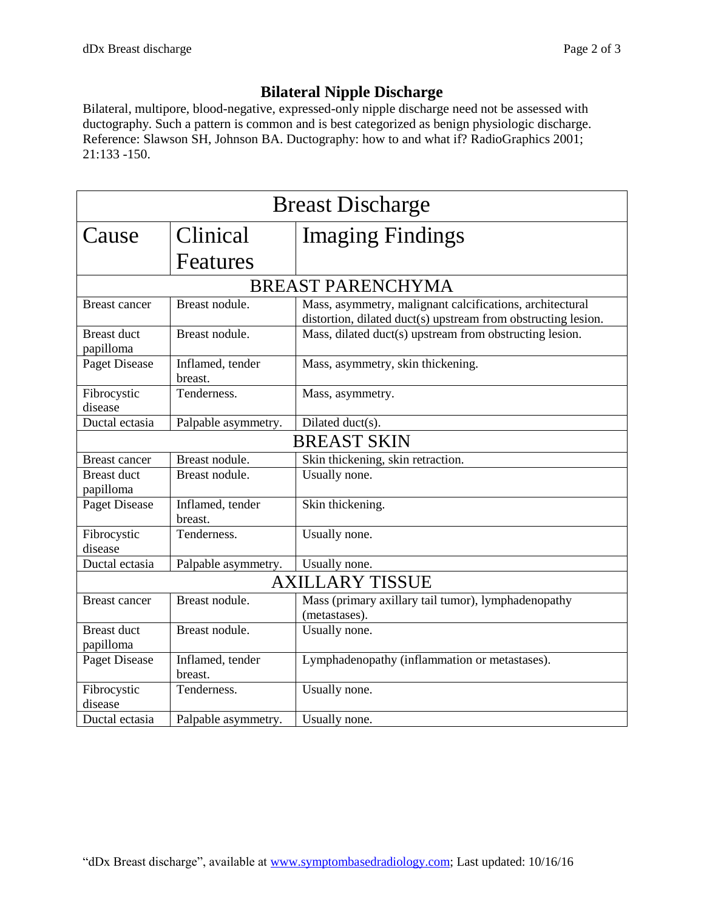## Bilateral Nipple Discharge

Bilateral, multipore, blood-negative, expressed-only nipple discharge need not be assessed with ductography. Such a pattern is common and is best categorized as benign physiologic discharge. Reference: Slawson SH, Johnson BA. Ductography: how to and what if? RadioGraphics 2001; 21:133 -150.

| Breast Discharge | | |
|---|---|---|
| **Cause** | **Clinical Features** | **Imaging Findings** |
| **BREAST PARENCHYMA** | | |
| Breast cancer | Breast nodule. | Mass, asymmetry, malignant calcifications, architectural distortion, dilated duct(s) upstream from obstructing lesion. |
| Breast duct papilloma | Breast nodule. | Mass, dilated duct(s) upstream from obstructing lesion. |
| Paget Disease | Inflamed, tender breast. | Mass, asymmetry, skin thickening. |
| Fibrocystic disease | Tenderness. | Mass, asymmetry. |
| Ductal ectasia | Palpable asymmetry. | Dilated duct(s). |
| **BREAST SKIN** | | |
| Breast cancer | Breast nodule. | Skin thickening, skin retraction. |
| Breast duct papilloma | Breast nodule. | Usually none. |
| Paget Disease | Inflamed, tender breast. | Skin thickening. |
| Fibrocystic disease | Tenderness. | Usually none. |
| Ductal ectasia | Palpable asymmetry. | Usually none. |
| **AXILLARY TISSUE** | | |
| Breast cancer | Breast nodule. | Mass (primary axillary tail tumor), lymphadenopathy (metastases). |
| Breast duct papilloma | Breast nodule. | Usually none. |
| Paget Disease | Inflamed, tender breast. | Lymphadenopathy (inflammation or metastases). |
| Fibrocystic disease | Tenderness. | Usually none. |
| Ductal ectasia | Palpable asymmetry. | Usually none. |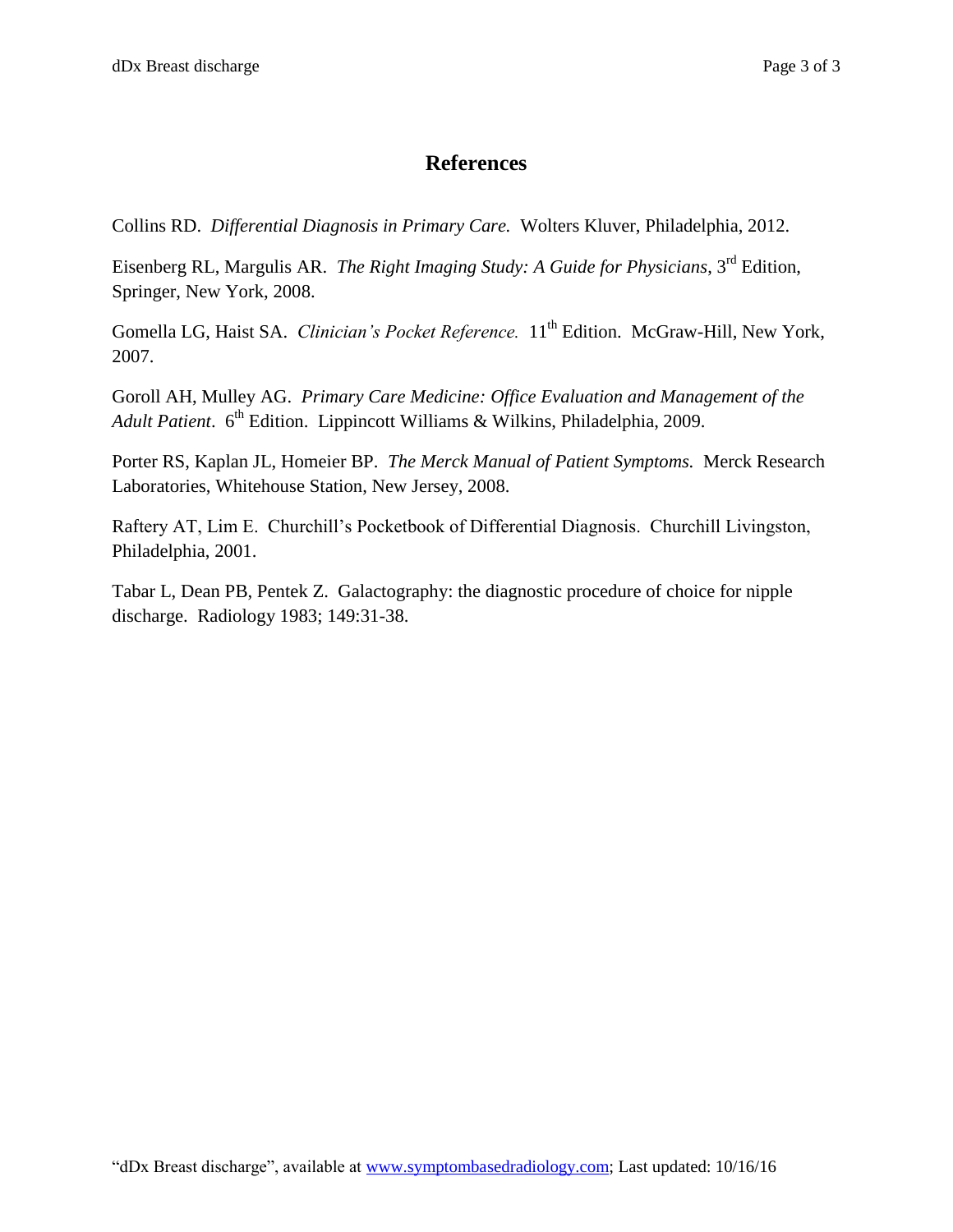## References

Collins RD. *Differential Diagnosis in Primary Care.* Wolters Kluver, Philadelphia, 2012.

Eisenberg RL, Margulis AR. *The Right Imaging Study: A Guide for Physicians*, 3rd Edition, Springer, New York, 2008.

Gomella LG, Haist SA. *Clinician's Pocket Reference.* 11th Edition. McGraw-Hill, New York, 2007.

Goroll AH, Mulley AG. *Primary Care Medicine: Office Evaluation and Management of the Adult Patient*. 6th Edition. Lippincott Williams & Wilkins, Philadelphia, 2009.

Porter RS, Kaplan JL, Homeier BP. *The Merck Manual of Patient Symptoms.* Merck Research Laboratories, Whitehouse Station, New Jersey, 2008.

Raftery AT, Lim E. Churchill's Pocketbook of Differential Diagnosis. Churchill Livingston, Philadelphia, 2001.

Tabar L, Dean PB, Pentek Z. Galactography: the diagnostic procedure of choice for nipple discharge. Radiology 1983; 149:31-38.

"dDx Breast discharge", available at www.symptombasedradiology.com; Last updated: 10/16/16